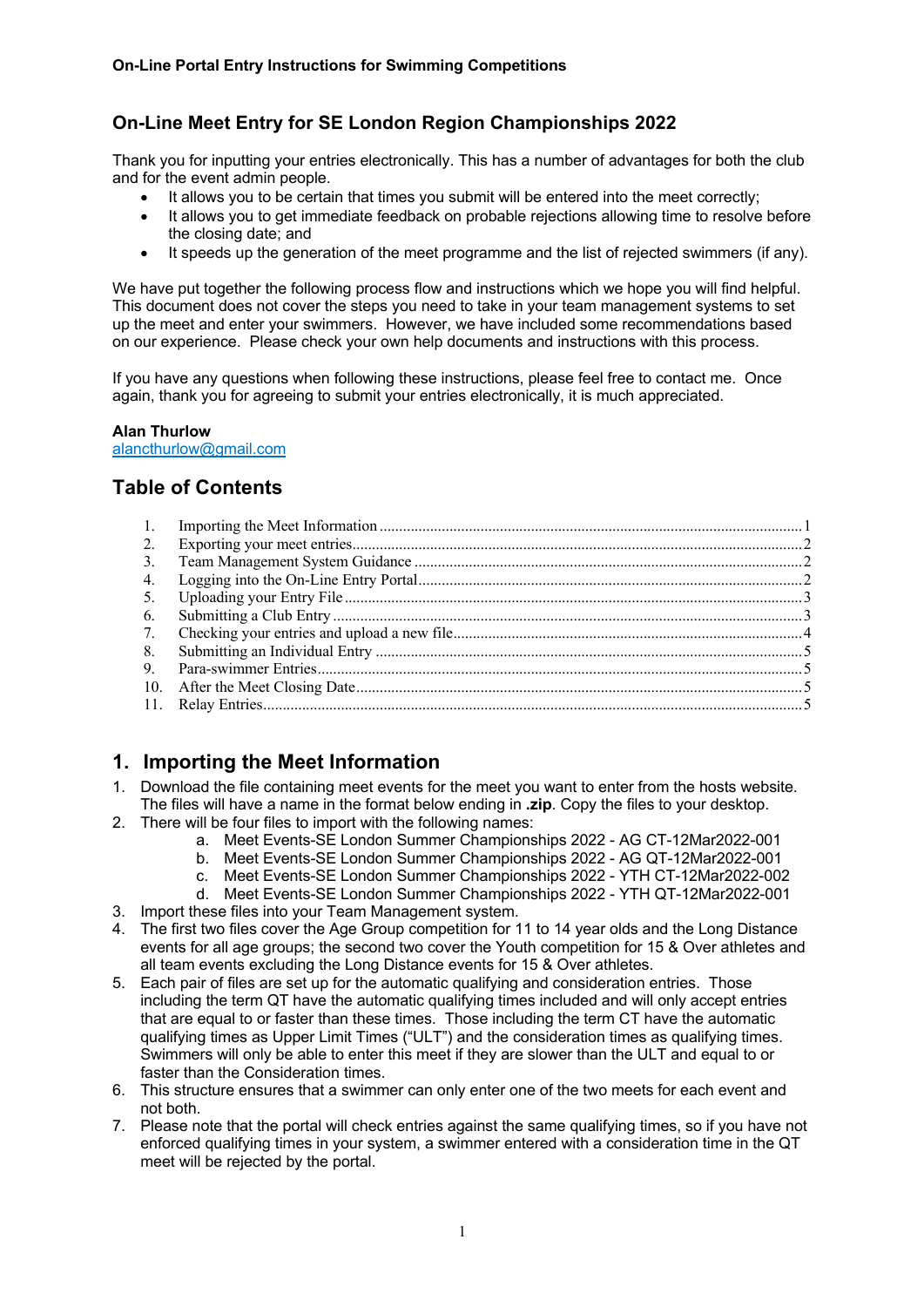## On-Line Meet Entry for SE London Region Championships 2022

Thank you for inputting your entries electronically. This has a number of advantages for both the club and for the event admin people.

- It allows you to be certain that times you submit will be entered into the meet correctly;
- It allows you to get immediate feedback on probable rejections allowing time to resolve before the closing date; and
- It speeds up the generation of the meet programme and the list of rejected swimmers (if any).

We have put together the following process flow and instructions which we hope you will find helpful. This document does not cover the steps you need to take in your team management systems to set up the meet and enter your swimmers. However, we have included some recommendations based on our experience. Please check your own help documents and instructions with this process.

If you have any questions when following these instructions, please feel free to contact me. Once again, thank you for agreeing to submit your entries electronically, it is much appreciated.

**Alan Thurlow**
alancthurlow@gmail.com

## Table of Contents

1. Importing the Meet Information ..... 1
2. Exporting your meet entries ..... 2
3. Team Management System Guidance ..... 2
4. Logging into the On-Line Entry Portal ..... 2
5. Uploading your Entry File ..... 3
6. Submitting a Club Entry ..... 3
7. Checking your entries and upload a new file ..... 4
8. Submitting an Individual Entry ..... 5
9. Para-swimmer Entries ..... 5
10. After the Meet Closing Date ..... 5
11. Relay Entries ..... 5

## 1. Importing the Meet Information

1. Download the file containing meet events for the meet you want to enter from the hosts website. The files will have a name in the format below ending in **.zip**. Copy the files to your desktop.
2. There will be four files to import with the following names:
   a. Meet Events-SE London Summer Championships 2022 - AG CT-12Mar2022-001
   b. Meet Events-SE London Summer Championships 2022 - AG QT-12Mar2022-001
   c. Meet Events-SE London Summer Championships 2022 - YTH CT-12Mar2022-002
   d. Meet Events-SE London Summer Championships 2022 - YTH QT-12Mar2022-001
3. Import these files into your Team Management system.
4. The first two files cover the Age Group competition for 11 to 14 year olds and the Long Distance events for all age groups; the second two cover the Youth competition for 15 & Over athletes and all team events excluding the Long Distance events for 15 & Over athletes.
5. Each pair of files are set up for the automatic qualifying and consideration entries. Those including the term QT have the automatic qualifying times included and will only accept entries that are equal to or faster than these times. Those including the term CT have the automatic qualifying times as Upper Limit Times ("ULT") and the consideration times as qualifying times. Swimmers will only be able to enter this meet if they are slower than the ULT and equal to or faster than the Consideration times.
6. This structure ensures that a swimmer can only enter one of the two meets for each event and not both.
7. Please note that the portal will check entries against the same qualifying times, so if you have not enforced qualifying times in your system, a swimmer entered with a consideration time in the QT meet will be rejected by the portal.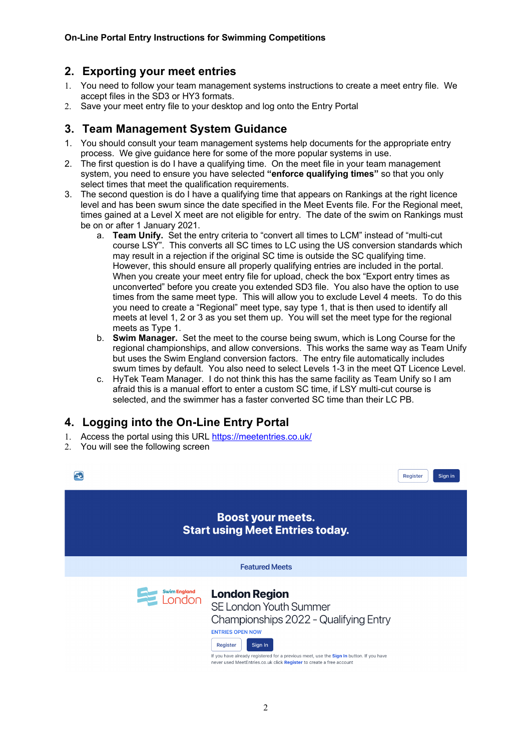## 2. Exporting your meet entries

1. You need to follow your team management systems instructions to create a meet entry file. We accept files in the SD3 or HY3 formats.
2. Save your meet entry file to your desktop and log onto the Entry Portal

## 3. Team Management System Guidance

1. You should consult your team management systems help documents for the appropriate entry process. We give guidance here for some of the more popular systems in use.
2. The first question is do I have a qualifying time. On the meet file in your team management system, you need to ensure you have selected **"enforce qualifying times"** so that you only select times that meet the qualification requirements.
3. The second question is do I have a qualifying time that appears on Rankings at the right licence level and has been swum since the date specified in the Meet Events file. For the Regional meet, times gained at a Level X meet are not eligible for entry. The date of the swim on Rankings must be on or after 1 January 2021.
   a. **Team Unify.** Set the entry criteria to "convert all times to LCM" instead of "multi-cut course LSY". This converts all SC times to LC using the US conversion standards which may result in a rejection if the original SC time is outside the SC qualifying time. However, this should ensure all properly qualifying entries are included in the portal. When you create your meet entry file for upload, check the box "Export entry times as unconverted" before you create you extended SD3 file. You also have the option to use times from the same meet type. This will allow you to exclude Level 4 meets. To do this you need to create a "Regional" meet type, say type 1, that is then used to identify all meets at level 1, 2 or 3 as you set them up. You will set the meet type for the regional meets as Type 1.
   b. **Swim Manager.** Set the meet to the course being swum, which is Long Course for the regional championships, and allow conversions. This works the same way as Team Unify but uses the Swim England conversion factors. The entry file automatically includes swum times by default. You also need to select Levels 1-3 in the meet QT Licence Level.
   c. HyTek Team Manager. I do not think this has the same facility as Team Unify so I am afraid this is a manual effort to enter a custom SC time, if LSY multi-cut course is selected, and the swimmer has a faster converted SC time than their LC PB.

## 4. Logging into the On-Line Entry Portal

1. Access the portal using this URL https://meetentries.co.uk/
2. You will see the following screen

Register Sign in

**Boost your meets.**
**Start using Meet Entries today.**

Featured Meets

Swim England London

**London Region**
SE London Youth Summer Championships 2022 - Qualifying Entry

ENTRIES OPEN NOW

Register Sign In

If you have already registered for a previous meet, use the **Sign In** button. If you have never used MeetEntries.co.uk click **Register** to create a free account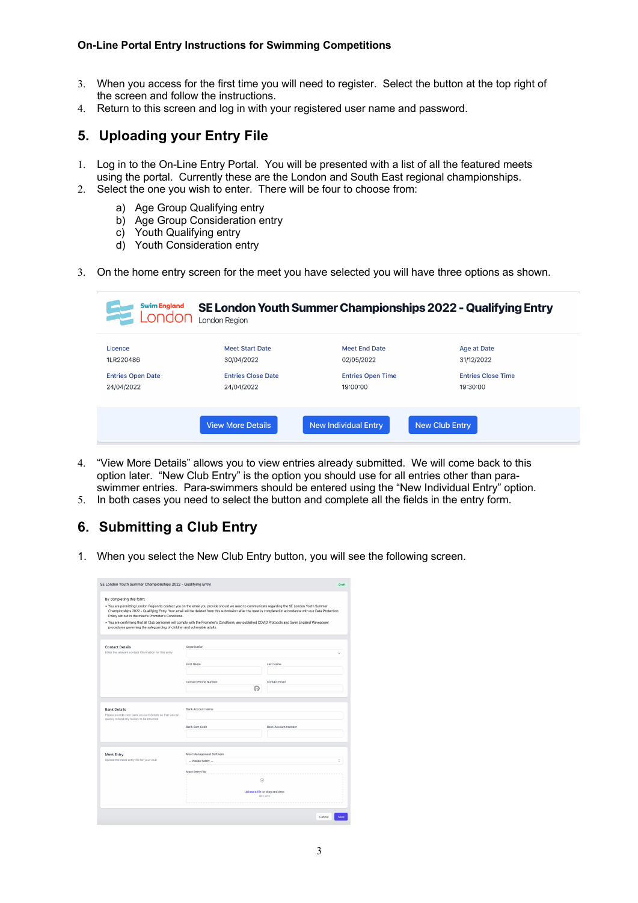3. When you access for the first time you will need to register. Select the button at the top right of the screen and follow the instructions.
4. Return to this screen and log in with your registered user name and password.

## 5. Uploading your Entry File

1. Log in to the On-Line Entry Portal. You will be presented with a list of all the featured meets using the portal. Currently these are the London and South East regional championships.
2. Select the one you wish to enter. There will be four to choose from:

   a) Age Group Qualifying entry
   b) Age Group Consideration entry
   c) Youth Qualifying entry
   d) Youth Consideration entry

3. On the home entry screen for the meet you have selected you will have three options as shown.

**SE London Youth Summer Championships 2022 - Qualifying Entry**
London Region

| Licence | Meet Start Date | Meet End Date | Age at Date |
|---|---|---|---|
| 1LR220486 | 30/04/2022 | 02/05/2022 | 31/12/2022 |
| **Entries Open Date** | **Entries Close Date** | **Entries Open Time** | **Entries Close Time** |
| 24/04/2022 | 24/04/2022 | 19:00:00 | 19:30:00 |

View More Details | New Individual Entry | New Club Entry

4. "View More Details" allows you to view entries already submitted. We will come back to this option later. "New Club Entry" is the option you should use for all entries other than para-swimmer entries. Para-swimmers should be entered using the "New Individual Entry" option.
5. In both cases you need to select the button and complete all the fields in the entry form.

## 6. Submitting a Club Entry

1. When you select the New Club Entry button, you will see the following screen.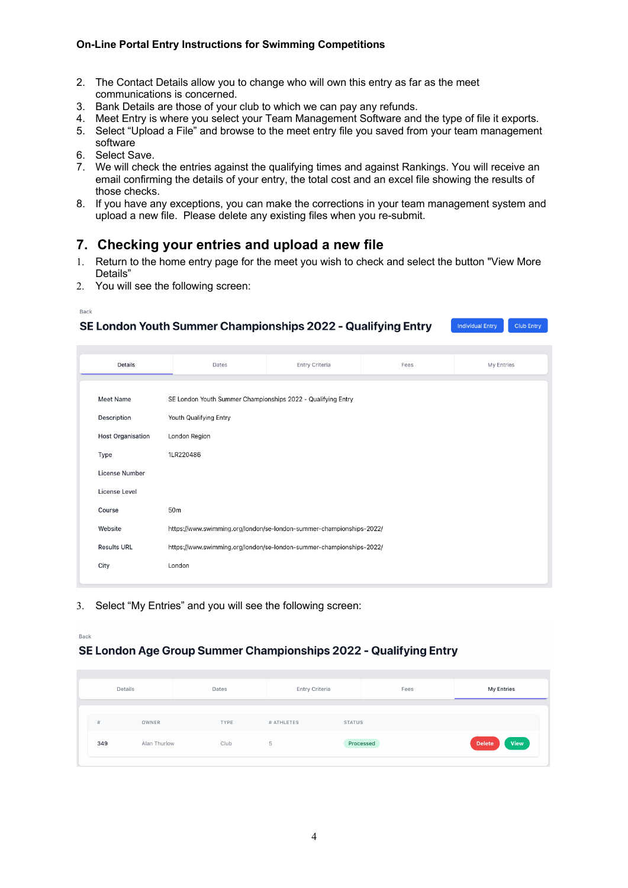2. The Contact Details allow you to change who will own this entry as far as the meet communications is concerned.
3. Bank Details are those of your club to which we can pay any refunds.
4. Meet Entry is where you select your Team Management Software and the type of file it exports.
5. Select "Upload a File" and browse to the meet entry file you saved from your team management software
6. Select Save.
7. We will check the entries against the qualifying times and against Rankings. You will receive an email confirming the details of your entry, the total cost and an excel file showing the results of those checks.
8. If you have any exceptions, you can make the corrections in your team management system and upload a new file. Please delete any existing files when you re-submit.

## 7. Checking your entries and upload a new file

1. Return to the home entry page for the meet you wish to check and select the button "View More Details"
2. You will see the following screen:

Back

**SE London Youth Summer Championships 2022 - Qualifying Entry**

Individual Entry | Club Entry

Details | Dates | Entry Criteria | Fees | My Entries

| | |
|---|---|
| Meet Name | SE London Youth Summer Championships 2022 - Qualifying Entry |
| Description | Youth Qualifying Entry |
| Host Organisation | London Region |
| Type | 1LR220486 |
| License Number | |
| License Level | |
| Course | 50m |
| Website | https://www.swimming.org/london/se-london-summer-championships-2022/ |
| Results URL | https://www.swimming.org/london/se-london-summer-championships-2022/ |
| City | London |

3. Select "My Entries" and you will see the following screen:

Back

**SE London Age Group Summer Championships 2022 - Qualifying Entry**

Details | Dates | Entry Criteria | Fees | My Entries

| # | OWNER | TYPE | # ATHLETES | STATUS | |
|---|---|---|---|---|---|
| 349 | Alan Thurlow | Club | 5 | Processed | Delete View |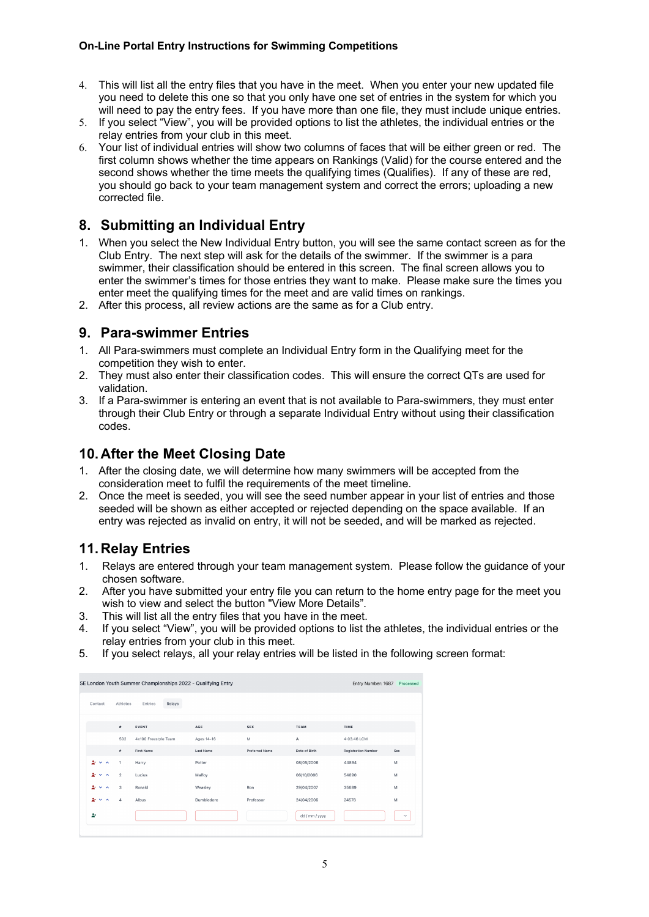4. This will list all the entry files that you have in the meet. When you enter your new updated file you need to delete this one so that you only have one set of entries in the system for which you will need to pay the entry fees. If you have more than one file, they must include unique entries.
5. If you select "View", you will be provided options to list the athletes, the individual entries or the relay entries from your club in this meet.
6. Your list of individual entries will show two columns of faces that will be either green or red. The first column shows whether the time appears on Rankings (Valid) for the course entered and the second shows whether the time meets the qualifying times (Qualifies). If any of these are red, you should go back to your team management system and correct the errors; uploading a new corrected file.

## 8. Submitting an Individual Entry

1. When you select the New Individual Entry button, you will see the same contact screen as for the Club Entry. The next step will ask for the details of the swimmer. If the swimmer is a para swimmer, their classification should be entered in this screen. The final screen allows you to enter the swimmer's times for those entries they want to make. Please make sure the times you enter meet the qualifying times for the meet and are valid times on rankings.
2. After this process, all review actions are the same as for a Club entry.

## 9. Para-swimmer Entries

1. All Para-swimmers must complete an Individual Entry form in the Qualifying meet for the competition they wish to enter.
2. They must also enter their classification codes. This will ensure the correct QTs are used for validation.
3. If a Para-swimmer is entering an event that is not available to Para-swimmers, they must enter through their Club Entry or through a separate Individual Entry without using their classification codes.

## 10. After the Meet Closing Date

1. After the closing date, we will determine how many swimmers will be accepted from the consideration meet to fulfil the requirements of the meet timeline.
2. Once the meet is seeded, you will see the seed number appear in your list of entries and those seeded will be shown as either accepted or rejected depending on the space available. If an entry was rejected as invalid on entry, it will not be seeded, and will be marked as rejected.

## 11. Relay Entries

1. Relays are entered through your team management system. Please follow the guidance of your chosen software.
2. After you have submitted your entry file you can return to the home entry page for the meet you wish to view and select the button "View More Details".
3. This will list all the entry files that you have in the meet.
4. If you select "View", you will be provided options to list the athletes, the individual entries or the relay entries from your club in this meet.
5. If you select relays, all your relay entries will be listed in the following screen format:

SE London Youth Summer Championships 2022 - Qualifying Entry — Entry Number: 1687 Processed

Contact | Athletes | Entries | Relays

| # | EVENT | AGE | SEX | TEAM | TIME | |
|---|---|---|---|---|---|---|
| 502 | 4x100 Freestyle Team | Ages 14-16 | M | A | 4:03.46 LCM | |
| # | First Name | Last Name | Preferred Name | Date of Birth | Registration Number | Sex |
| 1 | Harry | Potter | | 08/05/2006 | 44894 | M |
| 2 | Lucius | Malfoy | | 06/10/2006 | 54890 | M |
| 3 | Ronald | Weasley | Ron | 29/04/2007 | 35689 | M |
| 4 | Albus | Dumbledore | Professor | 24/04/2006 | 24578 | M |
| | | | | dd / mm / yyyy | | |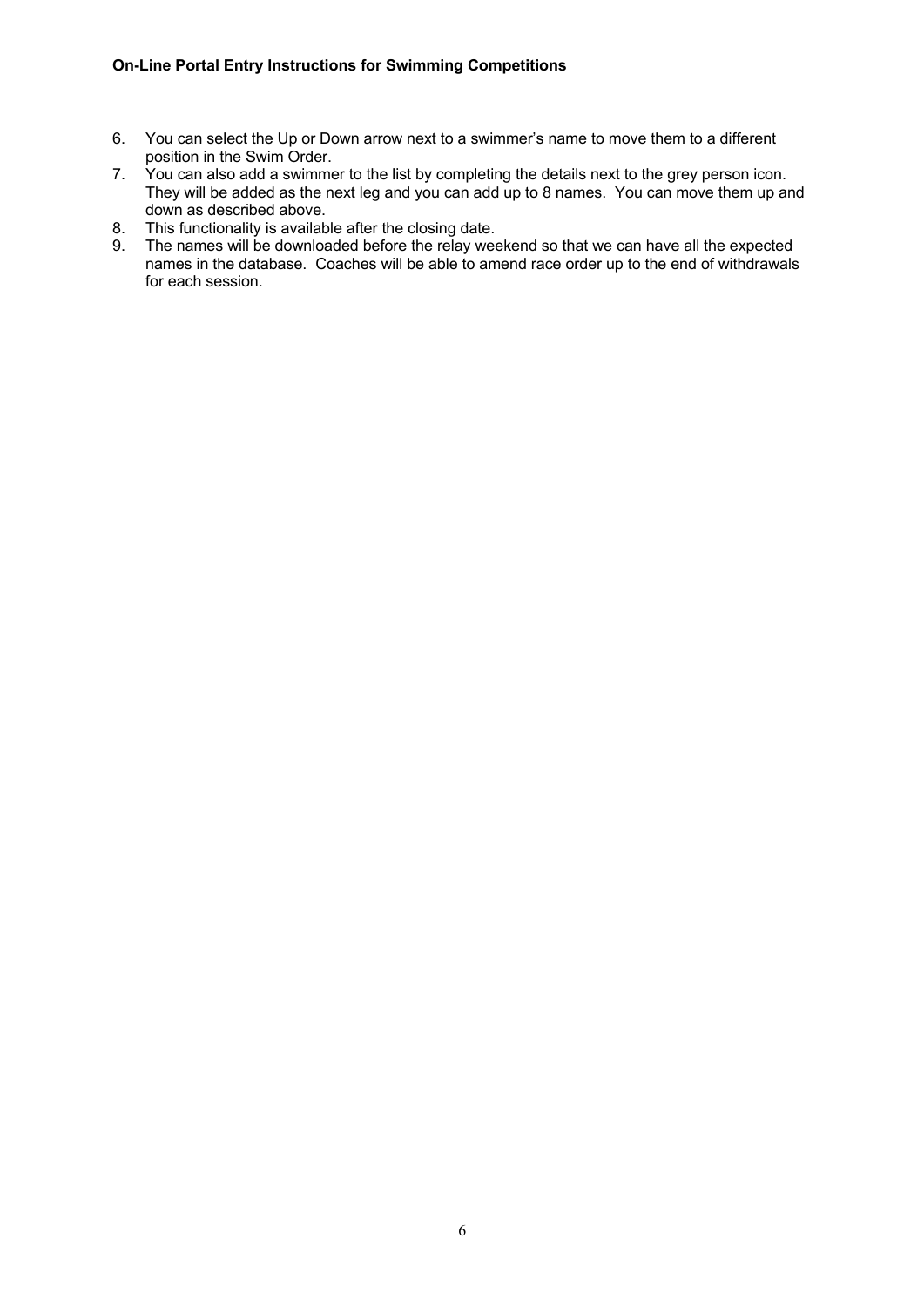6. You can select the Up or Down arrow next to a swimmer's name to move them to a different position in the Swim Order.
7. You can also add a swimmer to the list by completing the details next to the grey person icon. They will be added as the next leg and you can add up to 8 names. You can move them up and down as described above.
8. This functionality is available after the closing date.
9. The names will be downloaded before the relay weekend so that we can have all the expected names in the database. Coaches will be able to amend race order up to the end of withdrawals for each session.